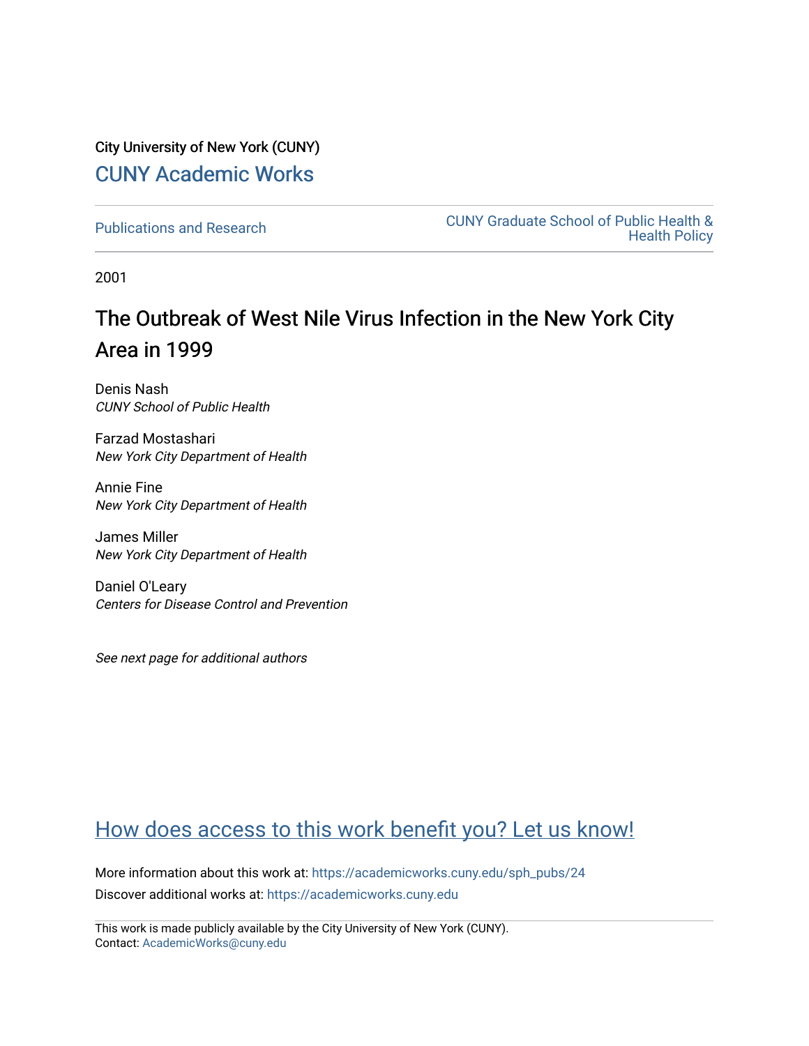City University of New York (CUNY)

[CUNY Academic Works](https://academicworks.cuny.edu)

Publications and Research

CUNY Graduate School of Public Health & Health Policy

2001

# The Outbreak of West Nile Virus Infection in the New York City Area in 1999

Denis Nash
*CUNY School of Public Health*

Farzad Mostashari
*New York City Department of Health*

Annie Fine
*New York City Department of Health*

James Miller
*New York City Department of Health*

Daniel O'Leary
*Centers for Disease Control and Prevention*

*See next page for additional authors*

How does access to this work benefit you? Let us know!

More information about this work at: https://academicworks.cuny.edu/sph_pubs/24

Discover additional works at: https://academicworks.cuny.edu

This work is made publicly available by the City University of New York (CUNY).
Contact: AcademicWorks@cuny.edu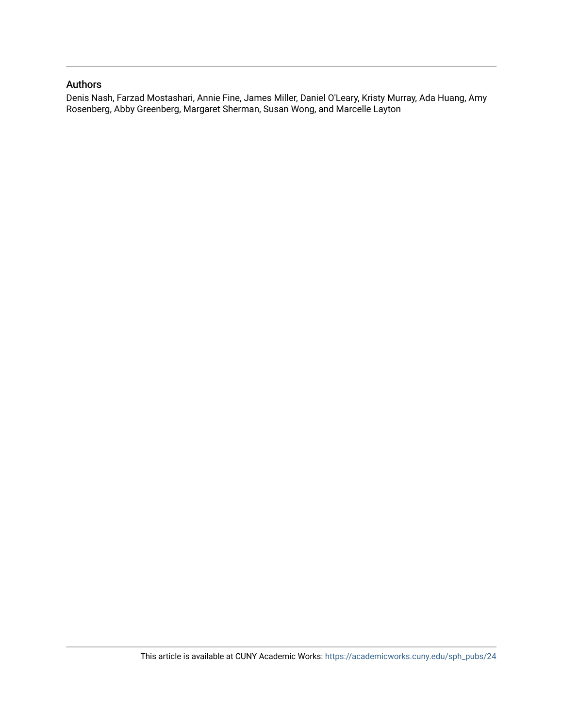### Authors

Denis Nash, Farzad Mostashari, Annie Fine, James Miller, Daniel O'Leary, Kristy Murray, Ada Huang, Amy Rosenberg, Abby Greenberg, Margaret Sherman, Susan Wong, and Marcelle Layton

This article is available at CUNY Academic Works: https://academicworks.cuny.edu/sph_pubs/24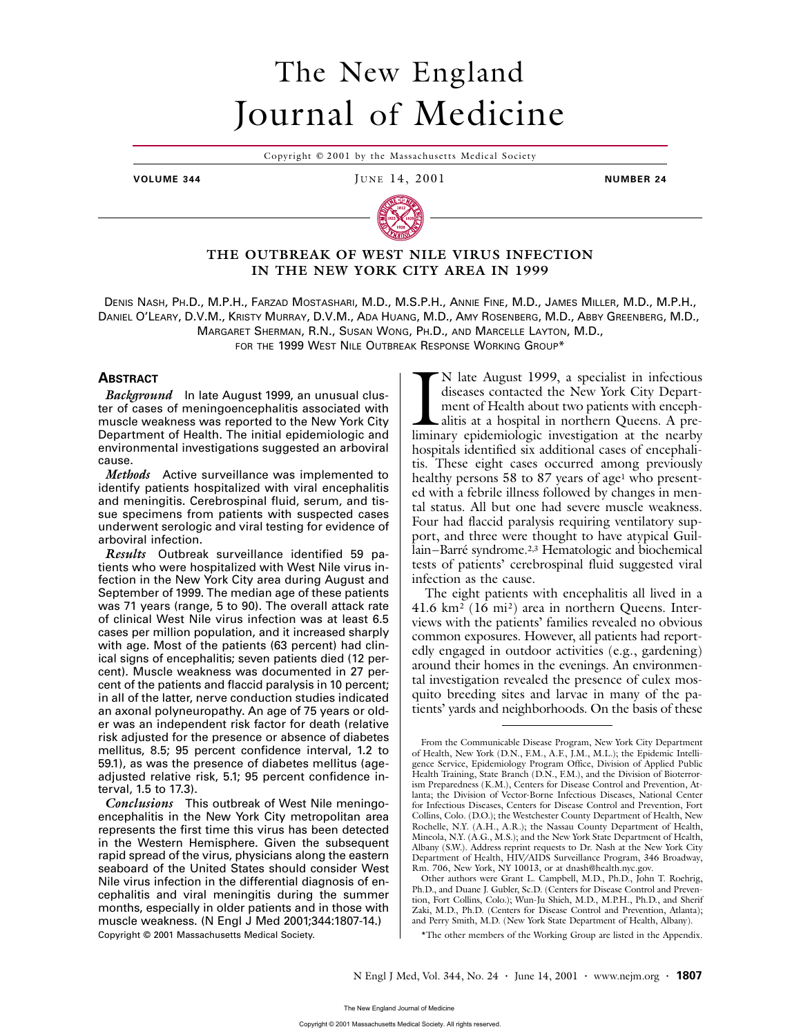# THE OUTBREAK OF WEST NILE VIRUS INFECTION IN THE NEW YORK CITY AREA IN 1999

DENIS NASH, PH.D., M.P.H., FARZAD MOSTASHARI, M.D., M.S.P.H., ANNIE FINE, M.D., JAMES MILLER, M.D., M.P.H., DANIEL O'LEARY, D.V.M., KRISTY MURRAY, D.V.M., ADA HUANG, M.D., AMY ROSENBERG, M.D., ABBY GREENBERG, M.D., MARGARET SHERMAN, R.N., SUSAN WONG, PH.D., AND MARCELLE LAYTON, M.D., FOR THE 1999 WEST NILE OUTBREAK RESPONSE WORKING GROUP*

## ABSTRACT

***Background*** In late August 1999, an unusual cluster of cases of meningoencephalitis associated with muscle weakness was reported to the New York City Department of Health. The initial epidemiologic and environmental investigations suggested an arboviral cause.

***Methods*** Active surveillance was implemented to identify patients hospitalized with viral encephalitis and meningitis. Cerebrospinal fluid, serum, and tissue specimens from patients with suspected cases underwent serologic and viral testing for evidence of arboviral infection.

***Results*** Outbreak surveillance identified 59 patients who were hospitalized with West Nile virus infection in the New York City area during August and September of 1999. The median age of these patients was 71 years (range, 5 to 90). The overall attack rate of clinical West Nile virus infection was at least 6.5 cases per million population, and it increased sharply with age. Most of the patients (63 percent) had clinical signs of encephalitis; seven patients died (12 percent). Muscle weakness was documented in 27 percent of the patients and flaccid paralysis in 10 percent; in all of the latter, nerve conduction studies indicated an axonal polyneuropathy. An age of 75 years or older was an independent risk factor for death (relative risk adjusted for the presence or absence of diabetes mellitus, 8.5; 95 percent confidence interval, 1.2 to 59.1), as was the presence of diabetes mellitus (age-adjusted relative risk, 5.1; 95 percent confidence interval, 1.5 to 17.3).

***Conclusions*** This outbreak of West Nile meningoencephalitis in the New York City metropolitan area represents the first time this virus has been detected in the Western Hemisphere. Given the subsequent rapid spread of the virus, physicians along the eastern seaboard of the United States should consider West Nile virus infection in the differential diagnosis of encephalitis and viral meningitis during the summer months, especially in older patients and in those with muscle weakness. (N Engl J Med 2001;344:1807-14.)

Copyright © 2001 Massachusetts Medical Society.

In late August 1999, a specialist in infectious diseases contacted the New York City Department of Health about two patients with encephalitis at a hospital in northern Queens. A preliminary epidemiologic investigation at the nearby hospitals identified six additional cases of encephalitis. These eight cases occurred among previously healthy persons 58 to 87 years of age[1] who presented with a febrile illness followed by changes in mental status. All but one had severe muscle weakness. Four had flaccid paralysis requiring ventilatory support, and three were thought to have atypical Guillain–Barré syndrome.[2,3] Hematologic and biochemical tests of patients' cerebrospinal fluid suggested viral infection as the cause.

The eight patients with encephalitis all lived in a 41.6 km² (16 mi²) area in northern Queens. Interviews with the patients' families revealed no obvious common exposures. However, all patients reportedly engaged in outdoor activities (e.g., gardening) around their homes in the evenings. An environmental investigation revealed the presence of culex mosquito breeding sites and larvae in many of the patients' yards and neighborhoods. On the basis of these

---

From the Communicable Disease Program, New York City Department of Health, New York (D.N., F.M., A.F., J.M., M.L.); the Epidemic Intelligence Service, Epidemiology Program Office, Division of Applied Public Health Training, State Branch (D.N., F.M.), and the Division of Bioterrorism Preparedness (K.M.), Centers for Disease Control and Prevention, Atlanta; the Division of Vector-Borne Infectious Diseases, National Center for Infectious Diseases, Centers for Disease Control and Prevention, Fort Collins, Colo. (D.O.); the Westchester County Department of Health, New Rochelle, N.Y. (A.H., A.R.); the Nassau County Department of Health, Mineola, N.Y. (A.G., M.S.); and the New York State Department of Health, Albany (S.W.). Address reprint requests to Dr. Nash at the New York City Department of Health, HIV/AIDS Surveillance Program, 346 Broadway, Rm. 706, New York, NY 10013, or at dnash@health.nyc.gov.

Other authors were Grant L. Campbell, M.D., Ph.D., John T. Roehrig, Ph.D., and Duane J. Gubler, Sc.D. (Centers for Disease Control and Prevention, Fort Collins, Colo.); Wun-Ju Shieh, M.D., M.P.H., Ph.D., and Sherif Zaki, M.D., Ph.D. (Centers for Disease Control and Prevention, Atlanta); and Perry Smith, M.D. (New York State Department of Health, Albany).

*The other members of the Working Group are listed in the Appendix.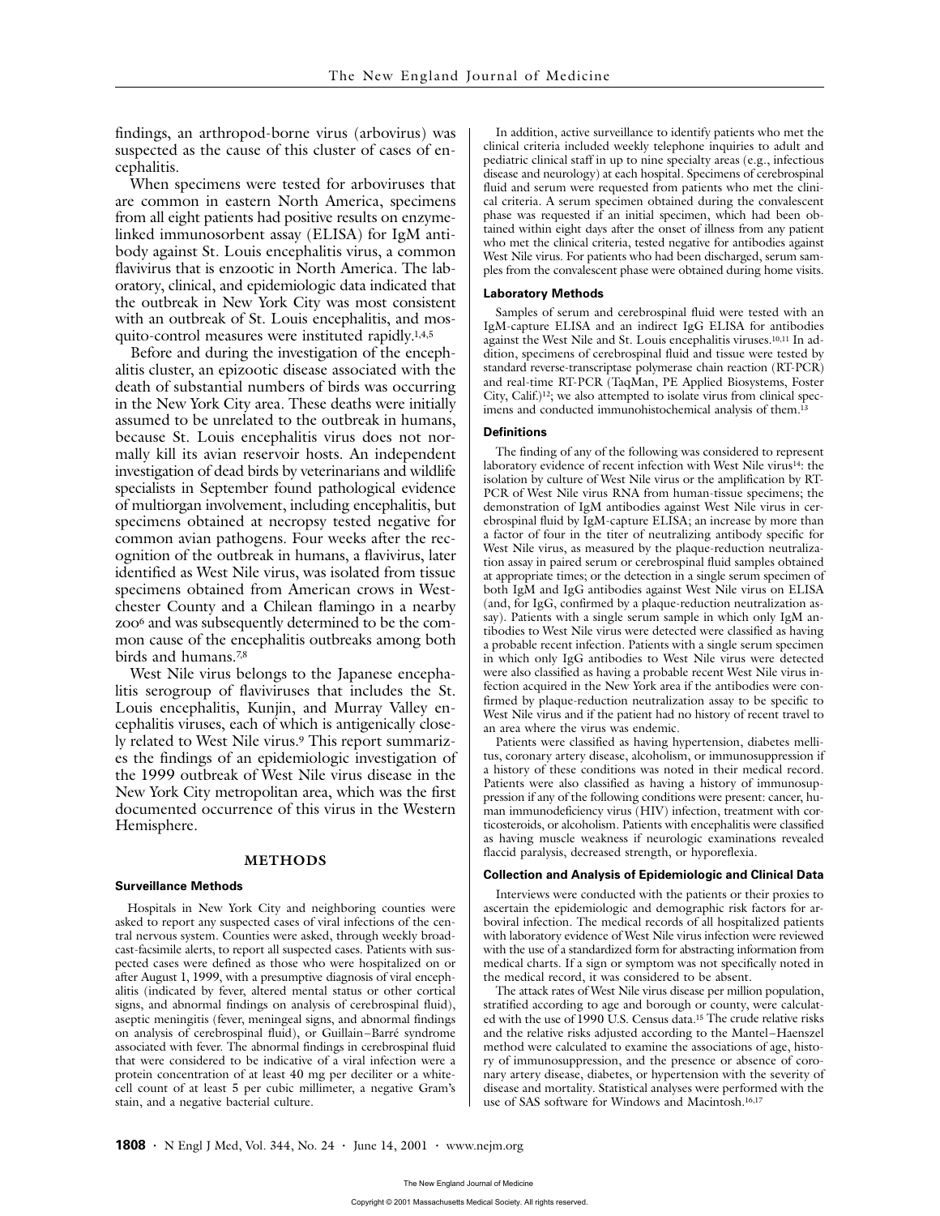findings, an arthropod-borne virus (arbovirus) was suspected as the cause of this cluster of cases of encephalitis.

When specimens were tested for arboviruses that are common in eastern North America, specimens from all eight patients had positive results on enzyme-linked immunosorbent assay (ELISA) for IgM antibody against St. Louis encephalitis virus, a common flavivirus that is enzootic in North America. The laboratory, clinical, and epidemiologic data indicated that the outbreak in New York City was most consistent with an outbreak of St. Louis encephalitis, and mosquito-control measures were instituted rapidly.[1,4,5]

Before and during the investigation of the encephalitis cluster, an epizootic disease associated with the death of substantial numbers of birds was occurring in the New York City area. These deaths were initially assumed to be unrelated to the outbreak in humans, because St. Louis encephalitis virus does not normally kill its avian reservoir hosts. An independent investigation of dead birds by veterinarians and wildlife specialists in September found pathological evidence of multiorgan involvement, including encephalitis, but specimens obtained at necropsy tested negative for common avian pathogens. Four weeks after the recognition of the outbreak in humans, a flavivirus, later identified as West Nile virus, was isolated from tissue specimens obtained from American crows in Westchester County and a Chilean flamingo in a nearby zoo[6] and was subsequently determined to be the common cause of the encephalitis outbreaks among both birds and humans.[7,8]

West Nile virus belongs to the Japanese encephalitis serogroup of flaviviruses that includes the St. Louis encephalitis, Kunjin, and Murray Valley encephalitis viruses, each of which is antigenically closely related to West Nile virus.[9] This report summarizes the findings of an epidemiologic investigation of the 1999 outbreak of West Nile virus disease in the New York City metropolitan area, which was the first documented occurrence of this virus in the Western Hemisphere.

## METHODS

### Surveillance Methods

Hospitals in New York City and neighboring counties were asked to report any suspected cases of viral infections of the central nervous system. Counties were asked, through weekly broadcast-facsimile alerts, to report all suspected cases. Patients with suspected cases were defined as those who were hospitalized on or after August 1, 1999, with a presumptive diagnosis of viral encephalitis (indicated by fever, altered mental status or other cortical signs, and abnormal findings on analysis of cerebrospinal fluid), aseptic meningitis (fever, meningeal signs, and abnormal findings on analysis of cerebrospinal fluid), or Guillain–Barré syndrome associated with fever. The abnormal findings in cerebrospinal fluid that were considered to be indicative of a viral infection were a protein concentration of at least 40 mg per deciliter or a white-cell count of at least 5 per cubic millimeter, a negative Gram's stain, and a negative bacterial culture.

In addition, active surveillance to identify patients who met the clinical criteria included weekly telephone inquiries to adult and pediatric clinical staff in up to nine specialty areas (e.g., infectious disease and neurology) at each hospital. Specimens of cerebrospinal fluid and serum were requested from patients who met the clinical criteria. A serum specimen obtained during the convalescent phase was requested if an initial specimen, which had been obtained within eight days after the onset of illness from any patient who met the clinical criteria, tested negative for antibodies against West Nile virus. For patients who had been discharged, serum samples from the convalescent phase were obtained during home visits.

### Laboratory Methods

Samples of serum and cerebrospinal fluid were tested with an IgM-capture ELISA and an indirect IgG ELISA for antibodies against the West Nile and St. Louis encephalitis viruses.[10,11] In addition, specimens of cerebrospinal fluid and tissue were tested by standard reverse-transcriptase polymerase chain reaction (RT-PCR) and real-time RT-PCR (TaqMan, PE Applied Biosystems, Foster City, Calif.)[12]; we also attempted to isolate virus from clinical specimens and conducted immunohistochemical analysis of them.[13]

### Definitions

The finding of any of the following was considered to represent laboratory evidence of recent infection with West Nile virus[14]: the isolation by culture of West Nile virus or the amplification by RT-PCR of West Nile virus RNA from human-tissue specimens; the demonstration of IgM antibodies against West Nile virus in cerebrospinal fluid by IgM-capture ELISA; an increase by more than a factor of four in the titer of neutralizing antibody specific for West Nile virus, as measured by the plaque-reduction neutralization assay in paired serum or cerebrospinal fluid samples obtained at appropriate times; or the detection in a single serum specimen of both IgM and IgG antibodies against West Nile virus on ELISA (and, for IgG, confirmed by a plaque-reduction neutralization assay). Patients with a single serum sample in which only IgM antibodies to West Nile virus were detected were classified as having a probable recent infection. Patients with a single serum specimen in which only IgG antibodies to West Nile virus were detected were also classified as having a probable recent West Nile virus infection acquired in the New York area if the antibodies were confirmed by plaque-reduction neutralization assay to be specific to West Nile virus and if the patient had no history of recent travel to an area where the virus was endemic.

Patients were classified as having hypertension, diabetes mellitus, coronary artery disease, alcoholism, or immunosuppression if a history of these conditions was noted in their medical record. Patients were also classified as having a history of immunosuppression if any of the following conditions were present: cancer, human immunodeficiency virus (HIV) infection, treatment with corticosteroids, or alcoholism. Patients with encephalitis were classified as having muscle weakness if neurologic examinations revealed flaccid paralysis, decreased strength, or hyporeflexia.

### Collection and Analysis of Epidemiologic and Clinical Data

Interviews were conducted with the patients or their proxies to ascertain the epidemiologic and demographic risk factors for arboviral infection. The medical records of all hospitalized patients with laboratory evidence of West Nile virus infection were reviewed with the use of a standardized form for abstracting information from medical charts. If a sign or symptom was not specifically noted in the medical record, it was considered to be absent.

The attack rates of West Nile virus disease per million population, stratified according to age and borough or county, were calculated with the use of 1990 U.S. Census data.[15] The crude relative risks and the relative risks adjusted according to the Mantel–Haenszel method were calculated to examine the associations of age, history of immunosuppression, and the presence or absence of coronary artery disease, diabetes, or hypertension with the severity of disease and mortality. Statistical analyses were performed with the use of SAS software for Windows and Macintosh.[16,17]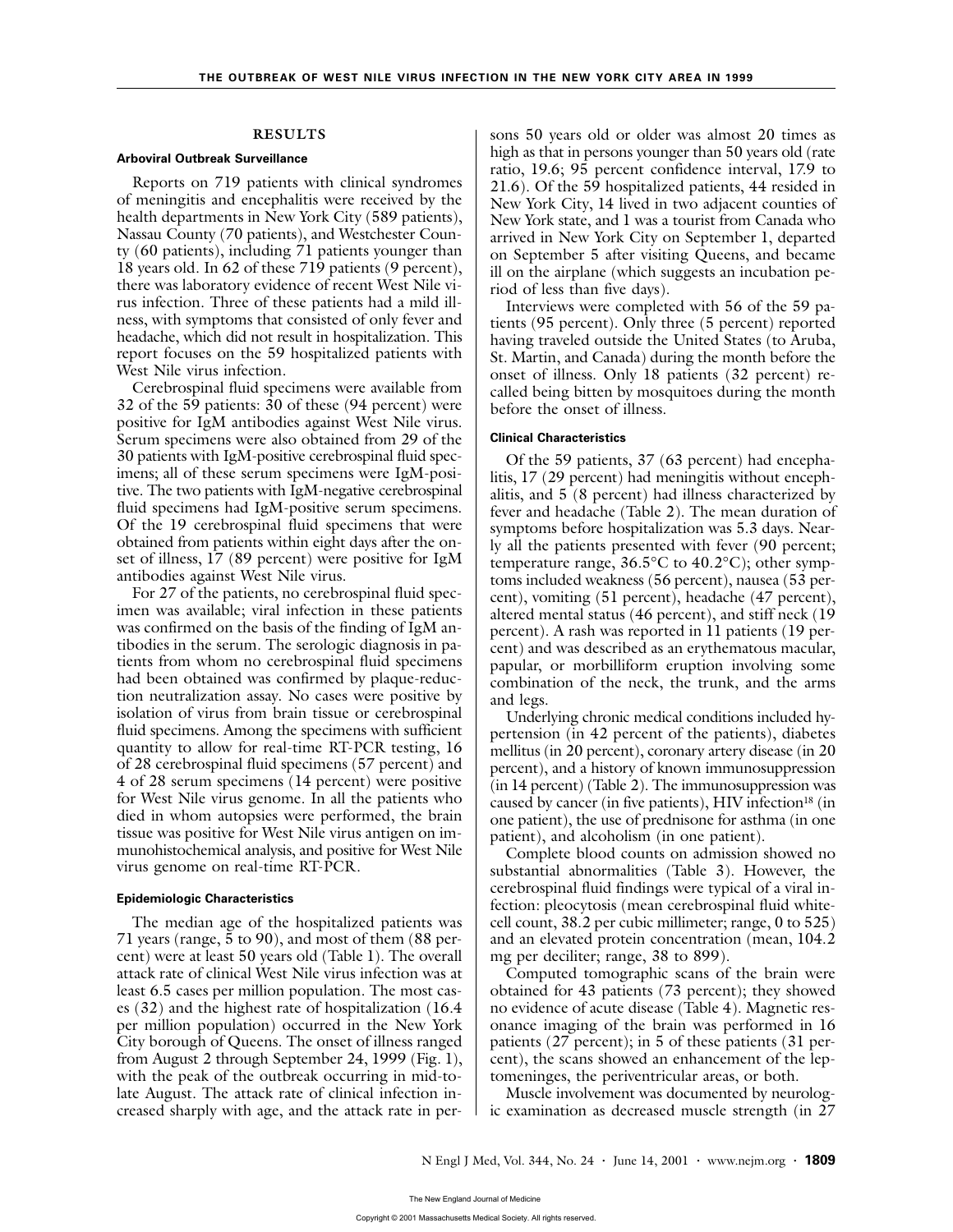## RESULTS

### Arboviral Outbreak Surveillance

Reports on 719 patients with clinical syndromes of meningitis and encephalitis were received by the health departments in New York City (589 patients), Nassau County (70 patients), and Westchester County (60 patients), including 71 patients younger than 18 years old. In 62 of these 719 patients (9 percent), there was laboratory evidence of recent West Nile virus infection. Three of these patients had a mild illness, with symptoms that consisted of only fever and headache, which did not result in hospitalization. This report focuses on the 59 hospitalized patients with West Nile virus infection.

Cerebrospinal fluid specimens were available from 32 of the 59 patients: 30 of these (94 percent) were positive for IgM antibodies against West Nile virus. Serum specimens were also obtained from 29 of the 30 patients with IgM-positive cerebrospinal fluid specimens; all of these serum specimens were IgM-positive. The two patients with IgM-negative cerebrospinal fluid specimens had IgM-positive serum specimens. Of the 19 cerebrospinal fluid specimens that were obtained from patients within eight days after the onset of illness, 17 (89 percent) were positive for IgM antibodies against West Nile virus.

For 27 of the patients, no cerebrospinal fluid specimen was available; viral infection in these patients was confirmed on the basis of the finding of IgM antibodies in the serum. The serologic diagnosis in patients from whom no cerebrospinal fluid specimens had been obtained was confirmed by plaque-reduction neutralization assay. No cases were positive by isolation of virus from brain tissue or cerebrospinal fluid specimens. Among the specimens with sufficient quantity to allow for real-time RT-PCR testing, 16 of 28 cerebrospinal fluid specimens (57 percent) and 4 of 28 serum specimens (14 percent) were positive for West Nile virus genome. In all the patients who died in whom autopsies were performed, the brain tissue was positive for West Nile virus antigen on immunohistochemical analysis, and positive for West Nile virus genome on real-time RT-PCR.

### Epidemiologic Characteristics

The median age of the hospitalized patients was 71 years (range, 5 to 90), and most of them (88 percent) were at least 50 years old (Table 1). The overall attack rate of clinical West Nile virus infection was at least 6.5 cases per million population. The most cases (32) and the highest rate of hospitalization (16.4 per million population) occurred in the New York City borough of Queens. The onset of illness ranged from August 2 through September 24, 1999 (Fig. 1), with the peak of the outbreak occurring in mid-to-late August. The attack rate of clinical infection increased sharply with age, and the attack rate in persons 50 years old or older was almost 20 times as high as that in persons younger than 50 years old (rate ratio, 19.6; 95 percent confidence interval, 17.9 to 21.6). Of the 59 hospitalized patients, 44 resided in New York City, 14 lived in two adjacent counties of New York state, and 1 was a tourist from Canada who arrived in New York City on September 1, departed on September 5 after visiting Queens, and became ill on the airplane (which suggests an incubation period of less than five days).

Interviews were completed with 56 of the 59 patients (95 percent). Only three (5 percent) reported having traveled outside the United States (to Aruba, St. Martin, and Canada) during the month before the onset of illness. Only 18 patients (32 percent) recalled being bitten by mosquitoes during the month before the onset of illness.

### Clinical Characteristics

Of the 59 patients, 37 (63 percent) had encephalitis, 17 (29 percent) had meningitis without encephalitis, and 5 (8 percent) had illness characterized by fever and headache (Table 2). The mean duration of symptoms before hospitalization was 5.3 days. Nearly all the patients presented with fever (90 percent; temperature range, 36.5°C to 40.2°C); other symptoms included weakness (56 percent), nausea (53 percent), vomiting (51 percent), headache (47 percent), altered mental status (46 percent), and stiff neck (19 percent). A rash was reported in 11 patients (19 percent) and was described as an erythematous macular, papular, or morbilliform eruption involving some combination of the neck, the trunk, and the arms and legs.

Underlying chronic medical conditions included hypertension (in 42 percent of the patients), diabetes mellitus (in 20 percent), coronary artery disease (in 20 percent), and a history of known immunosuppression (in 14 percent) (Table 2). The immunosuppression was caused by cancer (in five patients), HIV infection[18] (in one patient), the use of prednisone for asthma (in one patient), and alcoholism (in one patient).

Complete blood counts on admission showed no substantial abnormalities (Table 3). However, the cerebrospinal fluid findings were typical of a viral infection: pleocytosis (mean cerebrospinal fluid white-cell count, 38.2 per cubic millimeter; range, 0 to 525) and an elevated protein concentration (mean, 104.2 mg per deciliter; range, 38 to 899).

Computed tomographic scans of the brain were obtained for 43 patients (73 percent); they showed no evidence of acute disease (Table 4). Magnetic resonance imaging of the brain was performed in 16 patients (27 percent); in 5 of these patients (31 percent), the scans showed an enhancement of the leptomeninges, the periventricular areas, or both.

Muscle involvement was documented by neurologic examination as decreased muscle strength (in 27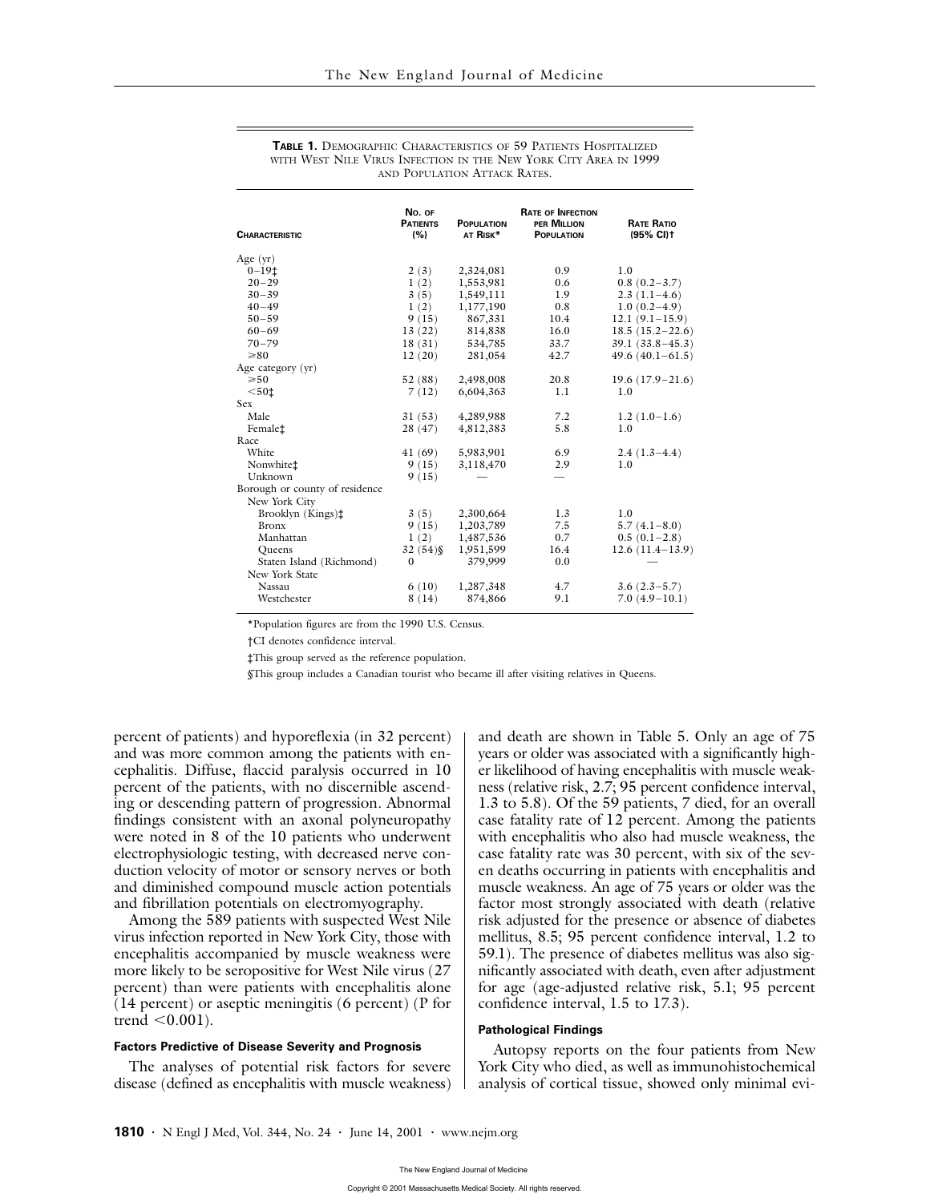**TABLE 1.** DEMOGRAPHIC CHARACTERISTICS OF 59 PATIENTS HOSPITALIZED WITH WEST NILE VIRUS INFECTION IN THE NEW YORK CITY AREA IN 1999 AND POPULATION ATTACK RATES.

| CHARACTERISTIC | NO. OF PATIENTS (%) | POPULATION AT RISK* | RATE OF INFECTION PER MILLION POPULATION | RATE RATIO (95% CI)† |
|---|---|---|---|---|
| Age (yr) | | | | |
| 0–19‡ | 2 (3) | 2,324,081 | 0.9 | 1.0 |
| 20–29 | 1 (2) | 1,553,981 | 0.6 | 0.8 (0.2–3.7) |
| 30–39 | 3 (5) | 1,549,111 | 1.9 | 2.3 (1.1–4.6) |
| 40–49 | 1 (2) | 1,177,190 | 0.8 | 1.0 (0.2–4.9) |
| 50–59 | 9 (15) | 867,331 | 10.4 | 12.1 (9.1–15.9) |
| 60–69 | 13 (22) | 814,838 | 16.0 | 18.5 (15.2–22.6) |
| 70–79 | 18 (31) | 534,785 | 33.7 | 39.1 (33.8–45.3) |
| ≥80 | 12 (20) | 281,054 | 42.7 | 49.6 (40.1–61.5) |
| Age category (yr) | | | | |
| ≥50 | 52 (88) | 2,498,008 | 20.8 | 19.6 (17.9–21.6) |
| <50‡ | 7 (12) | 6,604,363 | 1.1 | 1.0 |
| Sex | | | | |
| Male | 31 (53) | 4,289,988 | 7.2 | 1.2 (1.0–1.6) |
| Female‡ | 28 (47) | 4,812,383 | 5.8 | 1.0 |
| Race | | | | |
| White | 41 (69) | 5,983,901 | 6.9 | 2.4 (1.3–4.4) |
| Nonwhite‡ | 9 (15) | 3,118,470 | 2.9 | 1.0 |
| Unknown | 9 (15) | — | — | |
| Borough or county of residence | | | | |
| New York City | | | | |
| Brooklyn (Kings)‡ | 3 (5) | 2,300,664 | 1.3 | 1.0 |
| Bronx | 9 (15) | 1,203,789 | 7.5 | 5.7 (4.1–8.0) |
| Manhattan | 1 (2) | 1,487,536 | 0.7 | 0.5 (0.1–2.8) |
| Queens | 32 (54)§ | 1,951,599 | 16.4 | 12.6 (11.4–13.9) |
| Staten Island (Richmond) | 0 | 379,999 | 0.0 | — |
| New York State | | | | |
| Nassau | 6 (10) | 1,287,348 | 4.7 | 3.6 (2.3–5.7) |
| Westchester | 8 (14) | 874,866 | 9.1 | 7.0 (4.9–10.1) |

*Population figures are from the 1990 U.S. Census.

†CI denotes confidence interval.

‡This group served as the reference population.

§This group includes a Canadian tourist who became ill after visiting relatives in Queens.

percent of patients) and hyporeflexia (in 32 percent) and was more common among the patients with encephalitis. Diffuse, flaccid paralysis occurred in 10 percent of the patients, with no discernible ascending or descending pattern of progression. Abnormal findings consistent with an axonal polyneuropathy were noted in 8 of the 10 patients who underwent electrophysiologic testing, with decreased nerve conduction velocity of motor or sensory nerves or both and diminished compound muscle action potentials and fibrillation potentials on electromyography.

Among the 589 patients with suspected West Nile virus infection reported in New York City, those with encephalitis accompanied by muscle weakness were more likely to be seropositive for West Nile virus (27 percent) than were patients with encephalitis alone (14 percent) or aseptic meningitis (6 percent) (P for trend <0.001).

#### Factors Predictive of Disease Severity and Prognosis

The analyses of potential risk factors for severe disease (defined as encephalitis with muscle weakness) and death are shown in Table 5. Only an age of 75 years or older was associated with a significantly higher likelihood of having encephalitis with muscle weakness (relative risk, 2.7; 95 percent confidence interval, 1.3 to 5.8). Of the 59 patients, 7 died, for an overall case fatality rate of 12 percent. Among the patients with encephalitis who also had muscle weakness, the case fatality rate was 30 percent, with six of the seven deaths occurring in patients with encephalitis and muscle weakness. An age of 75 years or older was the factor most strongly associated with death (relative risk adjusted for the presence or absence of diabetes mellitus, 8.5; 95 percent confidence interval, 1.2 to 59.1). The presence of diabetes mellitus was also significantly associated with death, even after adjustment for age (age-adjusted relative risk, 5.1; 95 percent confidence interval, 1.5 to 17.3).

#### Pathological Findings

Autopsy reports on the four patients from New York City who died, as well as immunohistochemical analysis of cortical tissue, showed only minimal evi-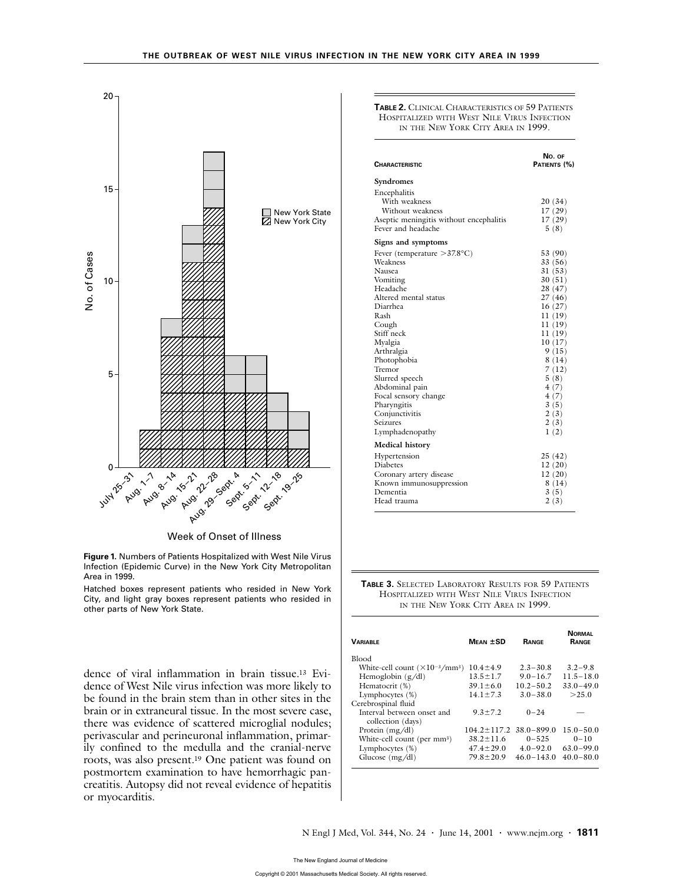**Figure 1.** Numbers of Patients Hospitalized with West Nile Virus Infection (Epidemic Curve) in the New York City Metropolitan Area in 1999.

Hatched boxes represent patients who resided in New York City, and light gray boxes represent patients who resided in other parts of New York State.

dence of viral inflammation in brain tissue.[13] Evidence of West Nile virus infection was more likely to be found in the brain stem than in other sites in the brain or in extraneural tissue. In the most severe case, there was evidence of scattered microglial nodules; perivascular and perineuronal inflammation, primarily confined to the medulla and the cranial-nerve roots, was also present.[19] One patient was found on postmortem examination to have hemorrhagic pancreatitis. Autopsy did not reveal evidence of hepatitis or myocarditis.

**TABLE 2.** CLINICAL CHARACTERISTICS OF 59 PATIENTS HOSPITALIZED WITH WEST NILE VIRUS INFECTION IN THE NEW YORK CITY AREA IN 1999.

| CHARACTERISTIC | NO. OF PATIENTS (%) |
|---|---|
| **Syndromes** | |
| Encephalitis | |
| With weakness | 20 (34) |
| Without weakness | 17 (29) |
| Aseptic meningitis without encephalitis | 17 (29) |
| Fever and headache | 5 (8) |
| **Signs and symptoms** | |
| Fever (temperature >37.8°C) | 53 (90) |
| Weakness | 33 (56) |
| Nausea | 31 (53) |
| Vomiting | 30 (51) |
| Headache | 28 (47) |
| Altered mental status | 27 (46) |
| Diarrhea | 16 (27) |
| Rash | 11 (19) |
| Cough | 11 (19) |
| Stiff neck | 11 (19) |
| Myalgia | 10 (17) |
| Arthralgia | 9 (15) |
| Photophobia | 8 (14) |
| Tremor | 7 (12) |
| Slurred speech | 5 (8) |
| Abdominal pain | 4 (7) |
| Focal sensory change | 4 (7) |
| Pharyngitis | 3 (5) |
| Conjunctivitis | 2 (3) |
| Seizures | 2 (3) |
| Lymphadenopathy | 1 (2) |
| **Medical history** | |
| Hypertension | 25 (42) |
| Diabetes | 12 (20) |
| Coronary artery disease | 12 (20) |
| Known immunosuppression | 8 (14) |
| Dementia | 3 (5) |
| Head trauma | 2 (3) |

**TABLE 3.** SELECTED LABORATORY RESULTS FOR 59 PATIENTS HOSPITALIZED WITH WEST NILE VIRUS INFECTION IN THE NEW YORK CITY AREA IN 1999.

| VARIABLE | MEAN ±SD | RANGE | NORMAL RANGE |
|---|---|---|---|
| Blood | | | |
| White-cell count ($\times 10^{-3}$/mm$^3$) | 10.4±4.9 | 2.3–30.8 | 3.2–9.8 |
| Hemoglobin (g/dl) | 13.5±1.7 | 9.0–16.7 | 11.5–18.0 |
| Hematocrit (%) | 39.1±6.0 | 10.2–50.2 | 33.0–49.0 |
| Lymphocytes (%) | 14.1±7.3 | 3.0–38.0 | >25.0 |
| Cerebrospinal fluid | | | |
| Interval between onset and collection (days) | 9.3±7.2 | 0–24 | — |
| Protein (mg/dl) | 104.2±117.2 | 38.0–899.0 | 15.0–50.0 |
| White-cell count (per mm$^3$) | 38.2±11.6 | 0–525 | 0–10 |
| Lymphocytes (%) | 47.4±29.0 | 4.0–92.0 | 63.0–99.0 |
| Glucose (mg/dl) | 79.8±20.9 | 46.0–143.0 | 40.0–80.0 |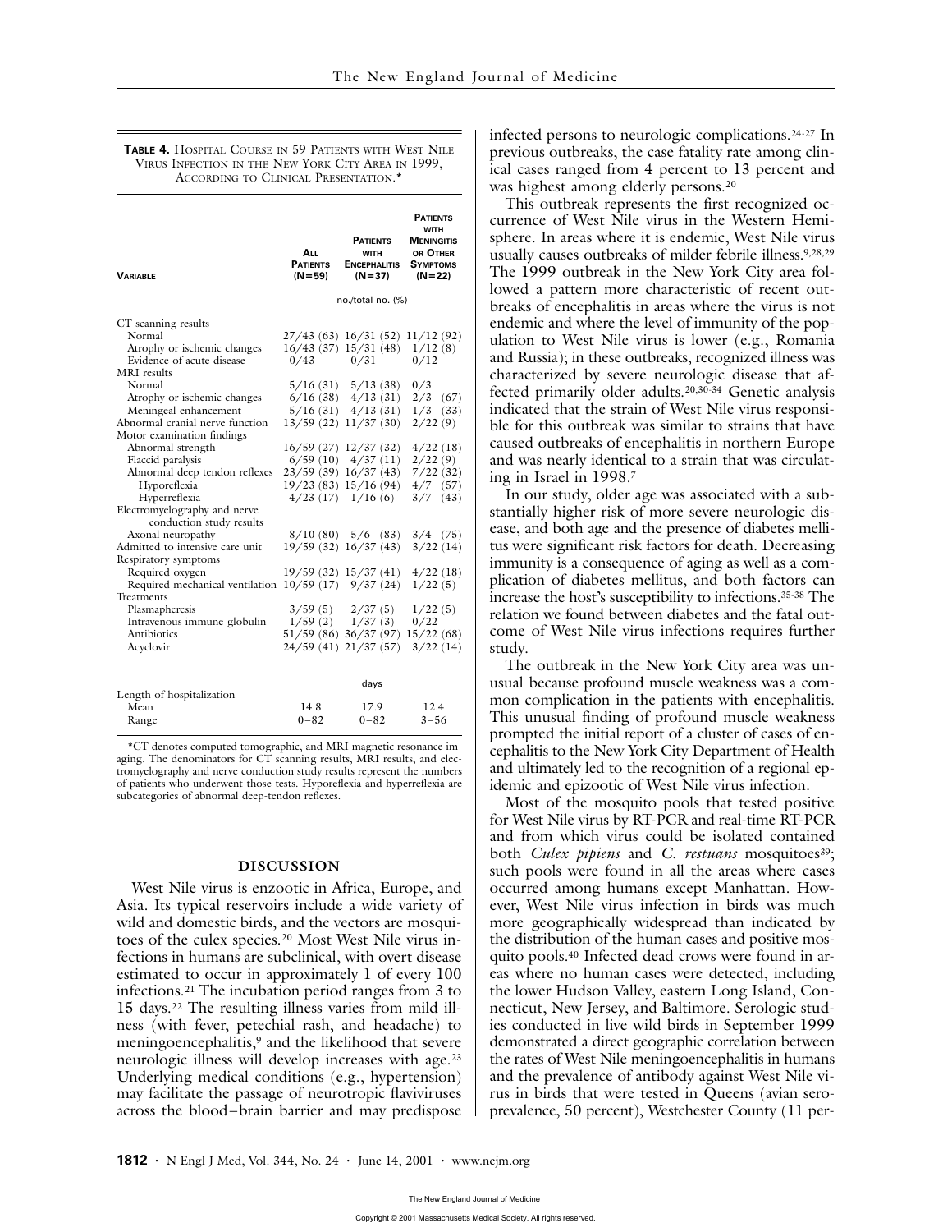**Table 4.** Hospital Course in 59 Patients with West Nile Virus Infection in the New York City Area in 1999, According to Clinical Presentation.*

| Variable | All Patients (N=59) | Patients with Encephalitis (N=37) | Patients with Meningitis or Other Symptoms (N=22) |
|---|---|---|---|
| | no./total no. (%) | | |
| CT scanning results | | | |
| Normal | 27/43 (63) | 16/31 (52) | 11/12 (92) |
| Atrophy or ischemic changes | 16/43 (37) | 15/31 (48) | 1/12 (8) |
| Evidence of acute disease | 0/43 | 0/31 | 0/12 |
| MRI results | | | |
| Normal | 5/16 (31) | 5/13 (38) | 0/3 |
| Atrophy or ischemic changes | 6/16 (38) | 4/13 (31) | 2/3 (67) |
| Meningeal enhancement | 5/16 (31) | 4/13 (31) | 1/3 (33) |
| Abnormal cranial nerve function | 13/59 (22) | 11/37 (30) | 2/22 (9) |
| Motor examination findings | | | |
| Abnormal strength | 16/59 (27) | 12/37 (32) | 4/22 (18) |
| Flaccid paralysis | 6/59 (10) | 4/37 (11) | 2/22 (9) |
| Abnormal deep tendon reflexes | 23/59 (39) | 16/37 (43) | 7/22 (32) |
| Hyporeflexia | 19/23 (83) | 15/16 (94) | 4/7 (57) |
| Hyperreflexia | 4/23 (17) | 1/16 (6) | 3/7 (43) |
| Electromyelography and nerve conduction study results | | | |
| Axonal neuropathy | 8/10 (80) | 5/6 (83) | 3/4 (75) |
| Admitted to intensive care unit | 19/59 (32) | 16/37 (43) | 3/22 (14) |
| Respiratory symptoms | | | |
| Required oxygen | 19/59 (32) | 15/37 (41) | 4/22 (18) |
| Required mechanical ventilation | 10/59 (17) | 9/37 (24) | 1/22 (5) |
| Treatments | | | |
| Plasmapheresis | 3/59 (5) | 2/37 (5) | 1/22 (5) |
| Intravenous immune globulin | 1/59 (2) | 1/37 (3) | 0/22 |
| Antibiotics | 51/59 (86) | 36/37 (97) | 15/22 (68) |
| Acyclovir | 24/59 (41) | 21/37 (57) | 3/22 (14) |
| | days | | |
| Length of hospitalization | | | |
| Mean | 14.8 | 17.9 | 12.4 |
| Range | 0–82 | 0–82 | 3–56 |

*CT denotes computed tomographic, and MRI magnetic resonance imaging. The denominators for CT scanning results, MRI results, and electromyelography and nerve conduction study results represent the numbers of patients who underwent those tests. Hyporeflexia and hyperreflexia are subcategories of abnormal deep-tendon reflexes.

## DISCUSSION

West Nile virus is enzootic in Africa, Europe, and Asia. Its typical reservoirs include a wide variety of wild and domestic birds, and the vectors are mosquitoes of the culex species.[20] Most West Nile virus infections in humans are subclinical, with overt disease estimated to occur in approximately 1 of every 100 infections.[21] The incubation period ranges from 3 to 15 days.[22] The resulting illness varies from mild illness (with fever, petechial rash, and headache) to meningoencephalitis,[9] and the likelihood that severe neurologic illness will develop increases with age.[23] Underlying medical conditions (e.g., hypertension) may facilitate the passage of neurotropic flaviviruses across the blood–brain barrier and may predispose infected persons to neurologic complications.[24-27] In previous outbreaks, the case fatality rate among clinical cases ranged from 4 percent to 13 percent and was highest among elderly persons.[20]

This outbreak represents the first recognized occurrence of West Nile virus in the Western Hemisphere. In areas where it is endemic, West Nile virus usually causes outbreaks of milder febrile illness.[9,28,29] The 1999 outbreak in the New York City area followed a pattern more characteristic of recent outbreaks of encephalitis in areas where the virus is not endemic and where the level of immunity of the population to West Nile virus is lower (e.g., Romania and Russia); in these outbreaks, recognized illness was characterized by severe neurologic disease that affected primarily older adults.[20,30-34] Genetic analysis indicated that the strain of West Nile virus responsible for this outbreak was similar to strains that have caused outbreaks of encephalitis in northern Europe and was nearly identical to a strain that was circulating in Israel in 1998.[7]

In our study, older age was associated with a substantially higher risk of more severe neurologic disease, and both age and the presence of diabetes mellitus were significant risk factors for death. Decreasing immunity is a consequence of aging as well as a complication of diabetes mellitus, and both factors can increase the host's susceptibility to infections.[35-38] The relation we found between diabetes and the fatal outcome of West Nile virus infections requires further study.

The outbreak in the New York City area was unusual because profound muscle weakness was a common complication in the patients with encephalitis. This unusual finding of profound muscle weakness prompted the initial report of a cluster of cases of encephalitis to the New York City Department of Health and ultimately led to the recognition of a regional epidemic and epizootic of West Nile virus infection.

Most of the mosquito pools that tested positive for West Nile virus by RT-PCR and real-time RT-PCR and from which virus could be isolated contained both *Culex pipiens* and *C. restuans* mosquitoes[39]; such pools were found in all the areas where cases occurred among humans except Manhattan. However, West Nile virus infection in birds was much more geographically widespread than indicated by the distribution of the human cases and positive mosquito pools.[40] Infected dead crows were found in areas where no human cases were detected, including the lower Hudson Valley, eastern Long Island, Connecticut, New Jersey, and Baltimore. Serologic studies conducted in live wild birds in September 1999 demonstrated a direct geographic correlation between the rates of West Nile meningoencephalitis in humans and the prevalence of antibody against West Nile virus in birds that were tested in Queens (avian seroprevalence, 50 percent), Westchester County (11 per-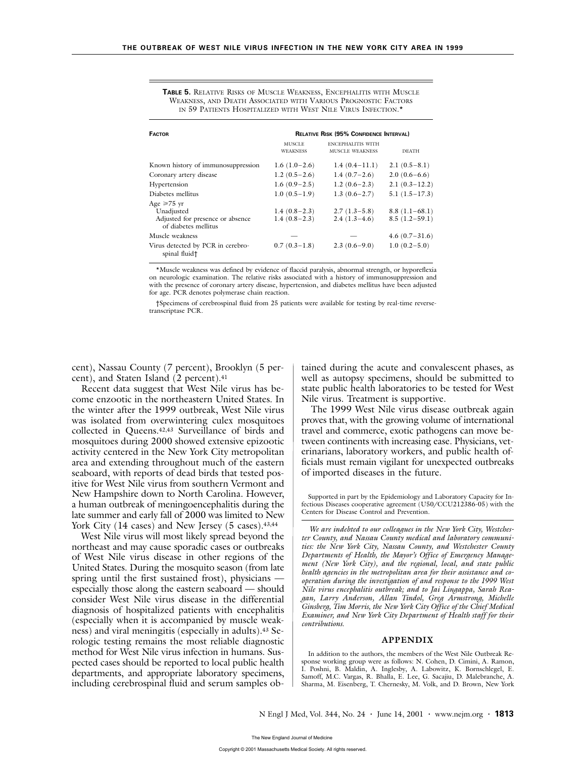**TABLE 5.** RELATIVE RISKS OF MUSCLE WEAKNESS, ENCEPHALITIS WITH MUSCLE WEAKNESS, AND DEATH ASSOCIATED WITH VARIOUS PROGNOSTIC FACTORS IN 59 PATIENTS HOSPITALIZED WITH WEST NILE VIRUS INFECTION.*

| FACTOR | RELATIVE RISK (95% CONFIDENCE INTERVAL) | | |
|---|---|---|---|
| | MUSCLE WEAKNESS | ENCEPHALITIS WITH MUSCLE WEAKNESS | DEATH |
| Known history of immunosuppression | 1.6 (1.0–2.6) | 1.4 (0.4–11.1) | 2.1 (0.5–8.1) |
| Coronary artery disease | 1.2 (0.5–2.6) | 1.4 (0.7–2.6) | 2.0 (0.6–6.6) |
| Hypertension | 1.6 (0.9–2.5) | 1.2 (0.6–2.3) | 2.1 (0.3–12.2) |
| Diabetes mellitus | 1.0 (0.5–1.9) | 1.3 (0.6–2.7) | 5.1 (1.5–17.3) |
| Age ≥75 yr | | | |
| Unadjusted | 1.4 (0.8–2.3) | 2.7 (1.3–5.8) | 8.8 (1.1–68.1) |
| Adjusted for presence or absence of diabetes mellitus | 1.4 (0.8–2.3) | 2.4 (1.3–4.6) | 8.5 (1.2–59.1) |
| Muscle weakness | — | — | 4.6 (0.7–31.6) |
| Virus detected by PCR in cerebrospinal fluid† | 0.7 (0.3–1.8) | 2.3 (0.6–9.0) | 1.0 (0.2–5.0) |

*Muscle weakness was defined by evidence of flaccid paralysis, abnormal strength, or hyporeflexia on neurologic examination. The relative risks associated with a history of immunosuppression and with the presence of coronary artery disease, hypertension, and diabetes mellitus have been adjusted for age. PCR denotes polymerase chain reaction.

†Specimens of cerebrospinal fluid from 25 patients were available for testing by real-time reverse-transcriptase PCR.

cent), Nassau County (7 percent), Brooklyn (5 percent), and Staten Island (2 percent).[41]

Recent data suggest that West Nile virus has become enzootic in the northeastern United States. In the winter after the 1999 outbreak, West Nile virus was isolated from overwintering culex mosquitoes collected in Queens.[42,43] Surveillance of birds and mosquitoes during 2000 showed extensive epizootic activity centered in the New York City metropolitan area and extending throughout much of the eastern seaboard, with reports of dead birds that tested positive for West Nile virus from southern Vermont and New Hampshire down to North Carolina. However, a human outbreak of meningoencephalitis during the late summer and early fall of 2000 was limited to New York City (14 cases) and New Jersey (5 cases).[43,44]

West Nile virus will most likely spread beyond the northeast and may cause sporadic cases or outbreaks of West Nile virus disease in other regions of the United States. During the mosquito season (from late spring until the first sustained frost), physicians — especially those along the eastern seaboard — should consider West Nile virus disease in the differential diagnosis of hospitalized patients with encephalitis (especially when it is accompanied by muscle weakness) and viral meningitis (especially in adults).[43] Serologic testing remains the most reliable diagnostic method for West Nile virus infection in humans. Suspected cases should be reported to local public health departments, and appropriate laboratory specimens, including cerebrospinal fluid and serum samples obtained during the acute and convalescent phases, as well as autopsy specimens, should be submitted to state public health laboratories to be tested for West Nile virus. Treatment is supportive.

The 1999 West Nile virus disease outbreak again proves that, with the growing volume of international travel and commerce, exotic pathogens can move between continents with increasing ease. Physicians, veterinarians, laboratory workers, and public health officials must remain vigilant for unexpected outbreaks of imported diseases in the future.

Supported in part by the Epidemiology and Laboratory Capacity for Infectious Diseases cooperative agreement (U50/CCU212386-05) with the Centers for Disease Control and Prevention.

*We are indebted to our colleagues in the New York City, Westchester County, and Nassau County medical and laboratory communities: the New York City, Nassau County, and Westchester County Departments of Health, the Mayor's Office of Emergency Management (New York City), and the regional, local, and state public health agencies in the metropolitan area for their assistance and cooperation during the investigation of and response to the 1999 West Nile virus encephalitis outbreak; and to Jai Lingappa, Sarah Reagan, Larry Anderson, Allan Tindol, Greg Armstrong, Michelle Ginsberg, Tim Morris, the New York City Office of the Chief Medical Examiner, and New York City Department of Health staff for their contributions.*

## APPENDIX

In addition to the authors, the members of the West Nile Outbreak Response working group were as follows: N. Cohen, D. Cimini, A. Ramon, I. Poshni, B. Maldin, A. Inglesby, A. Labowitz, K. Bornschlegel, E. Samoff, M.C. Vargas, R. Bhalla, E. Lee, G. Sacajiu, D. Malebranche, A. Sharma, M. Eisenberg, T. Chernesky, M. Volk, and D. Brown, New York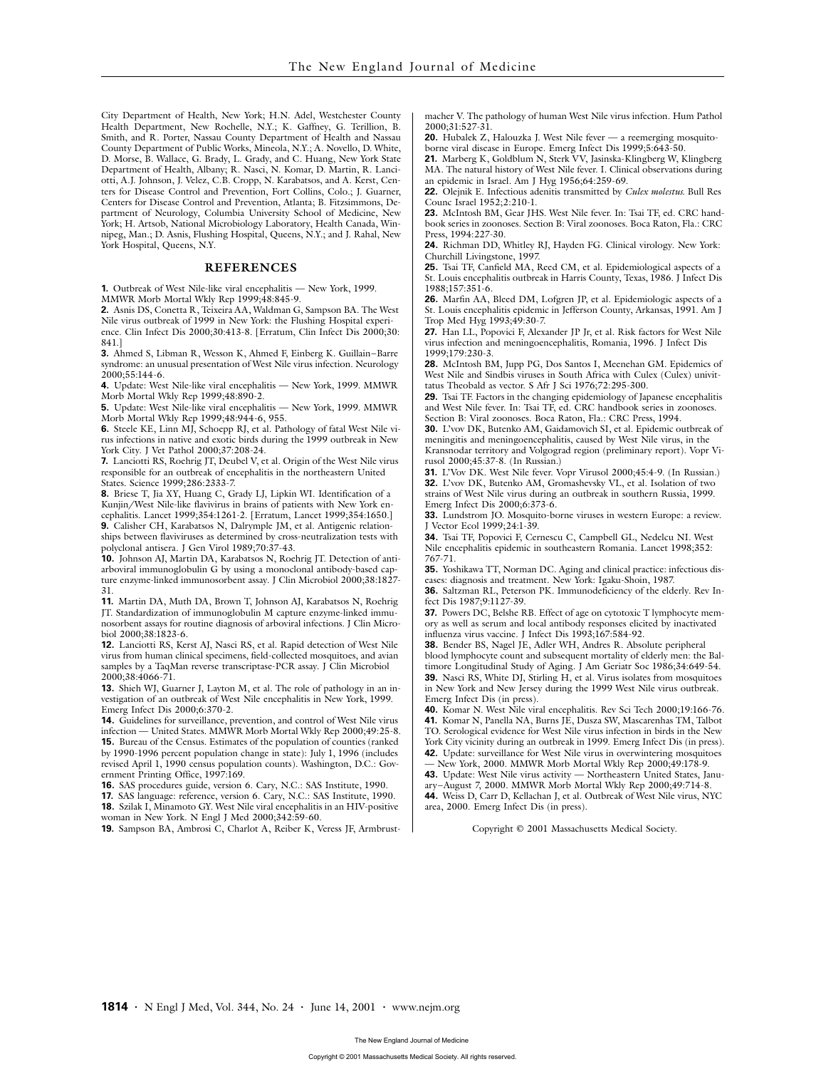City Department of Health, New York; H.N. Adel, Westchester County Health Department, New Rochelle, N.Y.; K. Gaffney, G. Terillion, B. Smith, and R. Porter, Nassau County Department of Health and Nassau County Department of Public Works, Mineola, N.Y.; A. Novello, D. White, D. Morse, B. Wallace, G. Brady, L. Grady, and C. Huang, New York State Department of Health, Albany; R. Nasci, N. Komar, D. Martin, R. Lanciotti, A.J. Johnson, J. Velez, C.B. Cropp, N. Karabatsos, and A. Kerst, Centers for Disease Control and Prevention, Fort Collins, Colo.; J. Guarner, Centers for Disease Control and Prevention, Atlanta; B. Fitzsimmons, Department of Neurology, Columbia University School of Medicine, New York; H. Artsob, National Microbiology Laboratory, Health Canada, Winnipeg, Man.; D. Asnis, Flushing Hospital, Queens, N.Y.; and J. Rahal, New York Hospital, Queens, N.Y.

## REFERENCES

1. Outbreak of West Nile-like viral encephalitis — New York, 1999. MMWR Morb Mortal Wkly Rep 1999;48:845-9.
2. Asnis DS, Conetta R, Teixeira AA, Waldman G, Sampson BA. The West Nile virus outbreak of 1999 in New York: the Flushing Hospital experience. Clin Infect Dis 2000;30:413-8. [Erratum, Clin Infect Dis 2000;30:841.]
3. Ahmed S, Libman R, Wesson K, Ahmed F, Einberg K. Guillain–Barre syndrome: an unusual presentation of West Nile virus infection. Neurology 2000;55:144-6.
4. Update: West Nile-like viral encephalitis — New York, 1999. MMWR Morb Mortal Wkly Rep 1999;48:890-2.
5. Update: West Nile-like viral encephalitis — New York, 1999. MMWR Morb Mortal Wkly Rep 1999;48:944-6, 955.
6. Steele KE, Linn MJ, Schoepp RJ, et al. Pathology of fatal West Nile virus infections in native and exotic birds during the 1999 outbreak in New York City. J Vet Pathol 2000;37:208-24.
7. Lanciotti RS, Roehrig JT, Deubel V, et al. Origin of the West Nile virus responsible for an outbreak of encephalitis in the northeastern United States. Science 1999;286:2333-7.
8. Briese T, Jia XY, Huang C, Grady LJ, Lipkin WI. Identification of a Kunjin/West Nile-like flavivirus in brains of patients with New York encephalitis. Lancet 1999;354:1261-2. [Erratum, Lancet 1999;354:1650.]
9. Calisher CH, Karabatsos N, Dalrymple JM, et al. Antigenic relationships between flaviviruses as determined by cross-neutralization tests with polyclonal antisera. J Gen Virol 1989;70:37-43.
10. Johnson AJ, Martin DA, Karabatsos N, Roehrig JT. Detection of anti-arboviral immunoglobulin G by using a monoclonal antibody-based capture enzyme-linked immunosorbent assay. J Clin Microbiol 2000;38:1827-31.
11. Martin DA, Muth DA, Brown T, Johnson AJ, Karabatsos N, Roehrig JT. Standardization of immunoglobulin M capture enzyme-linked immunosorbent assays for routine diagnosis of arboviral infections. J Clin Microbiol 2000;38:1823-6.
12. Lanciotti RS, Kerst AJ, Nasci RS, et al. Rapid detection of West Nile virus from human clinical specimens, field-collected mosquitoes, and avian samples by a TaqMan reverse transcriptase-PCR assay. J Clin Microbiol 2000;38:4066-71.
13. Shieh WJ, Guarner J, Layton M, et al. The role of pathology in an investigation of an outbreak of West Nile encephalitis in New York, 1999. Emerg Infect Dis 2000;6:370-2.
14. Guidelines for surveillance, prevention, and control of West Nile virus infection — United States. MMWR Morb Mortal Wkly Rep 2000;49:25-8.
15. Bureau of the Census. Estimates of the population of counties (ranked by 1990-1996 percent population change in state): July 1, 1996 (includes revised April 1, 1990 census population counts). Washington, D.C.: Government Printing Office, 1997:169.
16. SAS procedures guide, version 6. Cary, N.C.: SAS Institute, 1990.
17. SAS language: reference, version 6. Cary, N.C.: SAS Institute, 1990.
18. Szilak I, Minamoto GY. West Nile viral encephalitis in an HIV-positive woman in New York. N Engl J Med 2000;342:59-60.
19. Sampson BA, Ambrosi C, Charlot A, Reiber K, Veress JF, Armbrustmacher V. The pathology of human West Nile virus infection. Hum Pathol 2000;31:527-31.
20. Hubalek Z, Halouzka J. West Nile fever — a reemerging mosquito-borne viral disease in Europe. Emerg Infect Dis 1999;5:643-50.
21. Marberg K, Goldblum N, Sterk VV, Jasinska-Klingberg W, Klingberg MA. The natural history of West Nile fever. I. Clinical observations during an epidemic in Israel. Am J Hyg 1956;64:259-69.
22. Olejnik E. Infectious adenitis transmitted by *Culex molestus.* Bull Res Counc Israel 1952;2:210-1.
23. McIntosh BM, Gear JHS. West Nile fever. In: Tsai TF, ed. CRC handbook series in zoonoses. Section B: Viral zoonoses. Boca Raton, Fla.: CRC Press, 1994:227-30.
24. Richman DD, Whitley RJ, Hayden FG. Clinical virology. New York: Churchill Livingstone, 1997.
25. Tsai TF, Canfield MA, Reed CM, et al. Epidemiological aspects of a St. Louis encephalitis outbreak in Harris County, Texas, 1986. J Infect Dis 1988;157:351-6.
26. Marfin AA, Bleed DM, Lofgren JP, et al. Epidemiologic aspects of a St. Louis encephalitis epidemic in Jefferson County, Arkansas, 1991. Am J Trop Med Hyg 1993;49:30-7.
27. Han LL, Popovici F, Alexander JP Jr, et al. Risk factors for West Nile virus infection and meningoencephalitis, Romania, 1996. J Infect Dis 1999;179:230-3.
28. McIntosh BM, Jupp PG, Dos Santos I, Meenehan GM. Epidemics of West Nile and Sindbis viruses in South Africa with Culex (Culex) univittatus Theobald as vector. S Afr J Sci 1976;72:295-300.
29. Tsai TF. Factors in the changing epidemiology of Japanese encephalitis and West Nile fever. In: Tsai TF, ed. CRC handbook series in zoonoses. Section B: Viral zoonoses. Boca Raton, Fla.: CRC Press, 1994.
30. L'vov DK, Butenko AM, Gaidamovich SI, et al. Epidemic outbreak of meningitis and meningoencephalitis, caused by West Nile virus, in the Kransnodar territory and Volgograd region (preliminary report). Vopr Virusol 2000;45:37-8. (In Russian.)
31. L'Vov DK. West Nile fever. Vopr Virusol 2000;45:4-9. (In Russian.)
32. L'vov DK, Butenko AM, Gromashevsky VL, et al. Isolation of two strains of West Nile virus during an outbreak in southern Russia, 1999. Emerg Infect Dis 2000;6:373-6.
33. Lundstrom JO. Mosquito-borne viruses in western Europe: a review. J Vector Ecol 1999;24:1-39.
34. Tsai TF, Popovici F, Cernescu C, Campbell GL, Nedelcu NI. West Nile encephalitis epidemic in southeastern Romania. Lancet 1998;352:767-71.
35. Yoshikawa TT, Norman DC. Aging and clinical practice: infectious diseases: diagnosis and treatment. New York: Igaku-Shoin, 1987.
36. Saltzman RL, Peterson PK. Immunodeficiency of the elderly. Rev Infect Dis 1987;9:1127-39.
37. Powers DC, Belshe RB. Effect of age on cytotoxic T lymphocyte memory as well as serum and local antibody responses elicited by inactivated influenza virus vaccine. J Infect Dis 1993;167:584-92.
38. Bender BS, Nagel JE, Adler WH, Andres R. Absolute peripheral blood lymphocyte count and subsequent mortality of elderly men: the Baltimore Longitudinal Study of Aging. J Am Geriatr Soc 1986;34:649-54.
39. Nasci RS, White DJ, Stirling H, et al. Virus isolates from mosquitoes in New York and New Jersey during the 1999 West Nile virus outbreak. Emerg Infect Dis (in press).
40. Komar N. West Nile viral encephalitis. Rev Sci Tech 2000;19:166-76.
41. Komar N, Panella NA, Burns JE, Dusza SW, Mascarenhas TM, Talbot TO. Serological evidence for West Nile virus infection in birds in the New York City vicinity during an outbreak in 1999. Emerg Infect Dis (in press).
42. Update: surveillance for West Nile virus in overwintering mosquitoes — New York, 2000. MMWR Morb Mortal Wkly Rep 2000;49:178-9.
43. Update: West Nile virus activity — Northeastern United States, January–August 7, 2000. MMWR Morb Mortal Wkly Rep 2000;49:714-8.
44. Weiss D, Carr D, Kellachan J, et al. Outbreak of West Nile virus, NYC area, 2000. Emerg Infect Dis (in press).

Copyright © 2001 Massachusetts Medical Society.